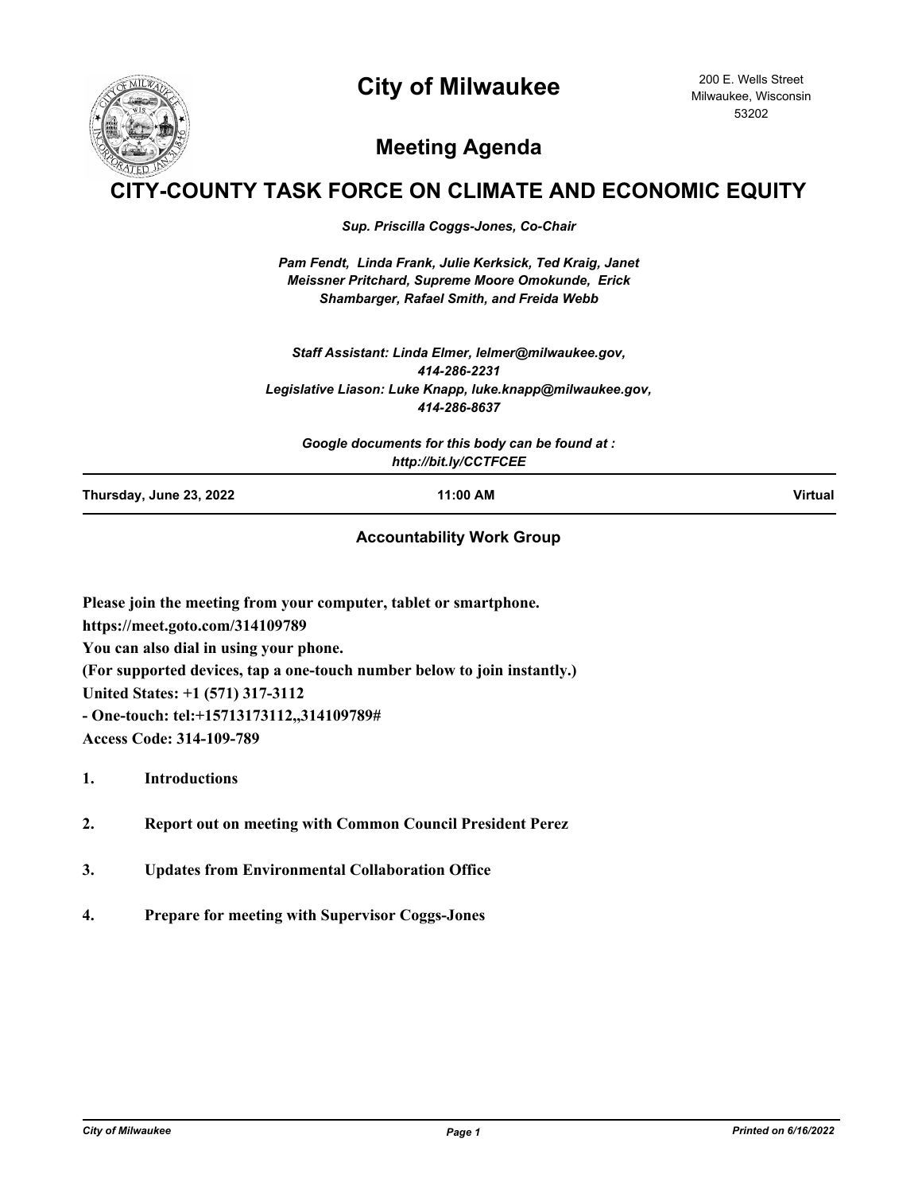# City of Milwaukee

200 E. Wells Street
Milwaukee, Wisconsin
53202

## Meeting Agenda

# CITY-COUNTY TASK FORCE ON CLIMATE AND ECONOMIC EQUITY

*Sup. Priscilla Coggs-Jones, Co-Chair*

*Pam Fendt, Linda Frank, Julie Kerksick, Ted Kraig, Janet Meissner Pritchard, Supreme Moore Omokunde, Erick Shambarger, Rafael Smith, and Freida Webb*

*Staff Assistant: Linda Elmer, lelmer@milwaukee.gov, 414-286-2231*
*Legislative Liason: Luke Knapp, luke.knapp@milwaukee.gov, 414-286-8637*

*Google documents for this body can be found at : http://bit.ly/CCTFCEE*

| Thursday, June 23, 2022 | 11:00 AM | Virtual |
|---|---|---|

### Accountability Work Group

**Please join the meeting from your computer, tablet or smartphone.**
**https://meet.goto.com/314109789**
**You can also dial in using your phone.**
**(For supported devices, tap a one-touch number below to join instantly.)**
**United States: +1 (571) 317-3112**
**- One-touch: tel:+15713173112,,314109789#**
**Access Code: 314-109-789**

1. **Introductions**
2. **Report out on meeting with Common Council President Perez**
3. **Updates from Environmental Collaboration Office**
4. **Prepare for meeting with Supervisor Coggs-Jones**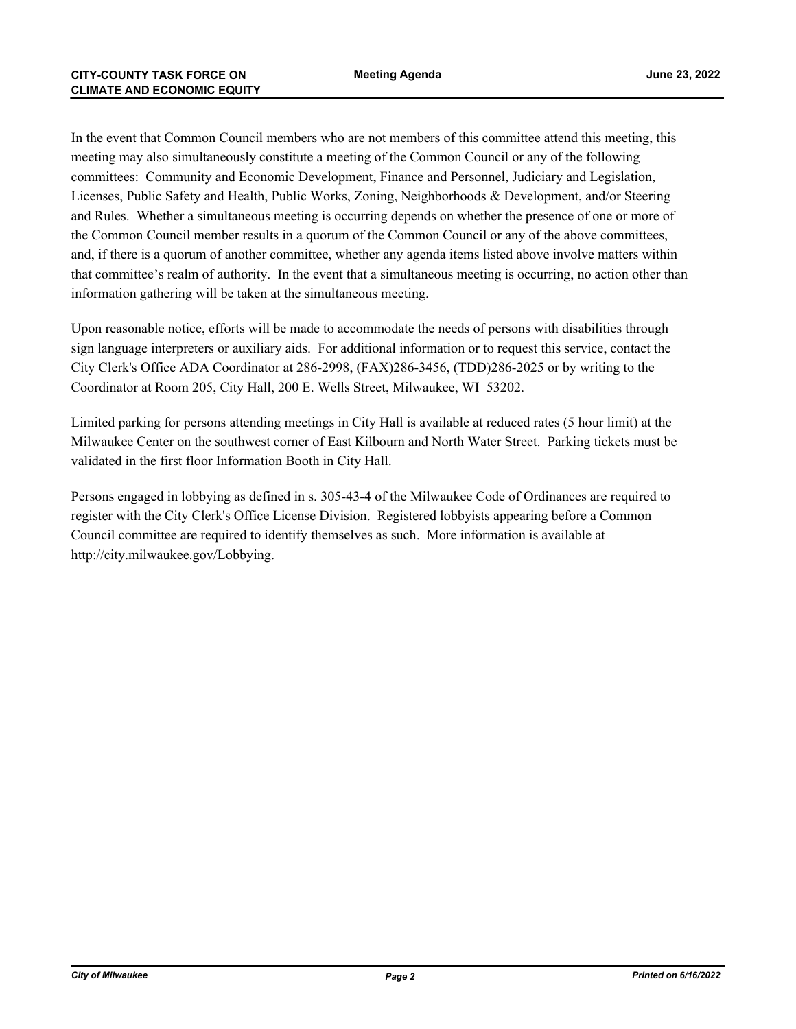In the event that Common Council members who are not members of this committee attend this meeting, this meeting may also simultaneously constitute a meeting of the Common Council or any of the following committees: Community and Economic Development, Finance and Personnel, Judiciary and Legislation, Licenses, Public Safety and Health, Public Works, Zoning, Neighborhoods & Development, and/or Steering and Rules. Whether a simultaneous meeting is occurring depends on whether the presence of one or more of the Common Council member results in a quorum of the Common Council or any of the above committees, and, if there is a quorum of another committee, whether any agenda items listed above involve matters within that committee's realm of authority. In the event that a simultaneous meeting is occurring, no action other than information gathering will be taken at the simultaneous meeting.

Upon reasonable notice, efforts will be made to accommodate the needs of persons with disabilities through sign language interpreters or auxiliary aids. For additional information or to request this service, contact the City Clerk's Office ADA Coordinator at 286-2998, (FAX)286-3456, (TDD)286-2025 or by writing to the Coordinator at Room 205, City Hall, 200 E. Wells Street, Milwaukee, WI 53202.

Limited parking for persons attending meetings in City Hall is available at reduced rates (5 hour limit) at the Milwaukee Center on the southwest corner of East Kilbourn and North Water Street. Parking tickets must be validated in the first floor Information Booth in City Hall.

Persons engaged in lobbying as defined in s. 305-43-4 of the Milwaukee Code of Ordinances are required to register with the City Clerk's Office License Division. Registered lobbyists appearing before a Common Council committee are required to identify themselves as such. More information is available at http://city.milwaukee.gov/Lobbying.